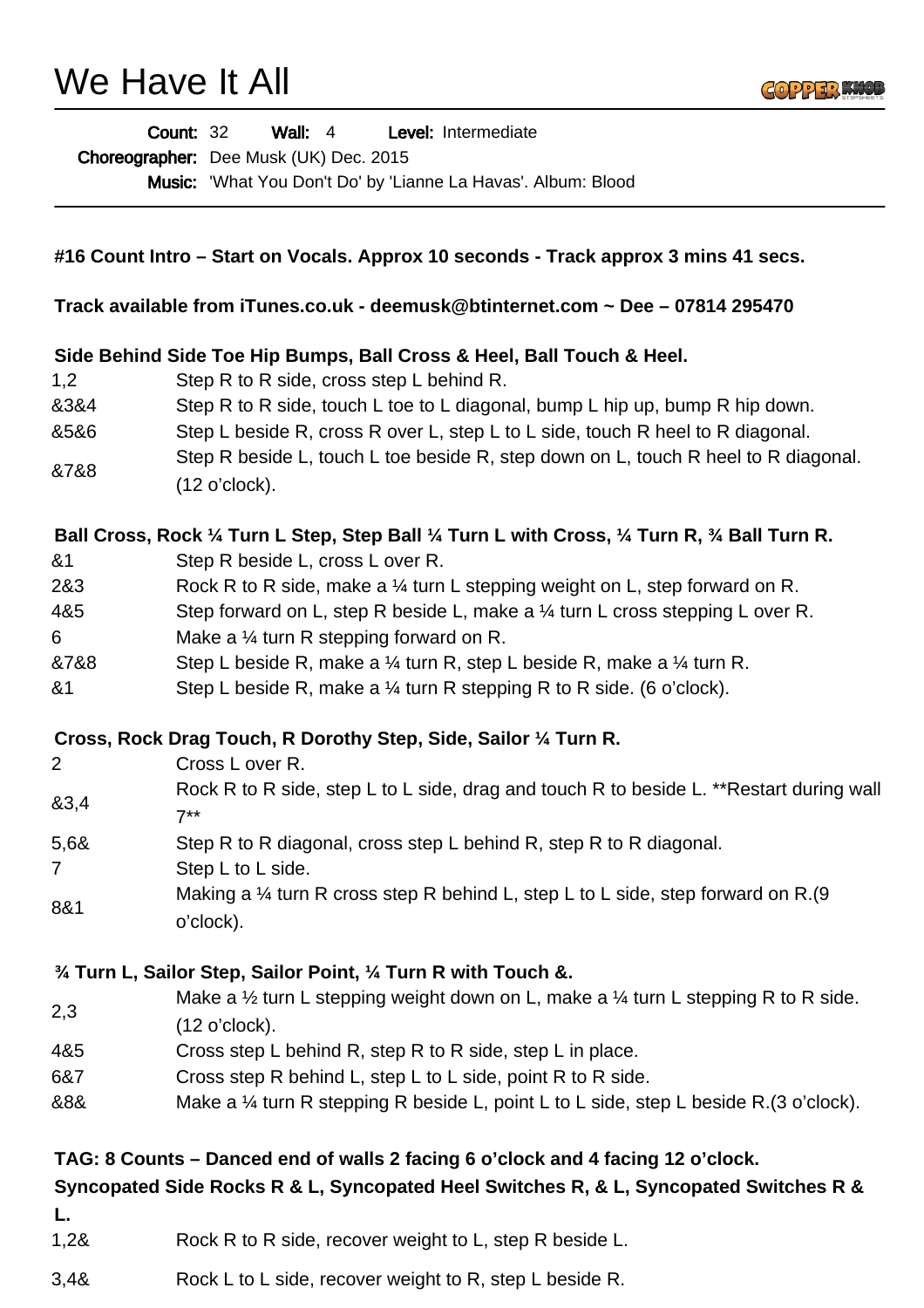# We Have It All

**Count:** 32 **Wall:** 4 **Level:** Intermediate
**Choreographer:** Dee Musk (UK) Dec. 2015
**Music:** 'What You Don't Do' by 'Lianne La Havas'. Album: Blood

**#16 Count Intro – Start on Vocals. Approx 10 seconds - Track approx 3 mins 41 secs.**

**Track available from iTunes.co.uk - deemusk@btinternet.com ~ Dee – 07814 295470**

**Side Behind Side Toe Hip Bumps, Ball Cross & Heel, Ball Touch & Heel.**

| | |
|---|---|
| 1,2 | Step R to R side, cross step L behind R. |
| &3&4 | Step R to R side, touch L toe to L diagonal, bump L hip up, bump R hip down. |
| &5&6 | Step L beside R, cross R over L, step L to L side, touch R heel to R diagonal. |
| &7&8 | Step R beside L, touch L toe beside R, step down on L, touch R heel to R diagonal. (12 o'clock). |

**Ball Cross, Rock ¼ Turn L Step, Step Ball ¼ Turn L with Cross, ¼ Turn R, ¾ Ball Turn R.**

| | |
|---|---|
| &1 | Step R beside L, cross L over R. |
| 2&3 | Rock R to R side, make a ¼ turn L stepping weight on L, step forward on R. |
| 4&5 | Step forward on L, step R beside L, make a ¼ turn L cross stepping L over R. |
| 6 | Make a ¼ turn R stepping forward on R. |
| &7&8 | Step L beside R, make a ¼ turn R, step L beside R, make a ¼ turn R. |
| &1 | Step L beside R, make a ¼ turn R stepping R to R side. (6 o'clock). |

**Cross, Rock Drag Touch, R Dorothy Step, Side, Sailor ¼ Turn R.**

| | |
|---|---|
| 2 | Cross L over R. |
| &3,4 | Rock R to R side, step L to L side, drag and touch R to beside L. **Restart during wall 7** |
| 5,6& | Step R to R diagonal, cross step L behind R, step R to R diagonal. |
| 7 | Step L to L side. |
| 8&1 | Making a ¼ turn R cross step R behind L, step L to L side, step forward on R.(9 o'clock). |

**¾ Turn L, Sailor Step, Sailor Point, ¼ Turn R with Touch &.**

| | |
|---|---|
| 2,3 | Make a ½ turn L stepping weight down on L, make a ¼ turn L stepping R to R side. (12 o'clock). |
| 4&5 | Cross step L behind R, step R to R side, step L in place. |
| 6&7 | Cross step R behind L, step L to L side, point R to R side. |
| &8& | Make a ¼ turn R stepping R beside L, point L to L side, step L beside R.(3 o'clock). |

**TAG: 8 Counts – Danced end of walls 2 facing 6 o'clock and 4 facing 12 o'clock.**
**Syncopated Side Rocks R & L, Syncopated Heel Switches R, & L, Syncopated Switches R & L.**

| | |
|---|---|
| 1,2& | Rock R to R side, recover weight to L, step R beside L. |
| 3,4& | Rock L to L side, recover weight to R, step L beside R. |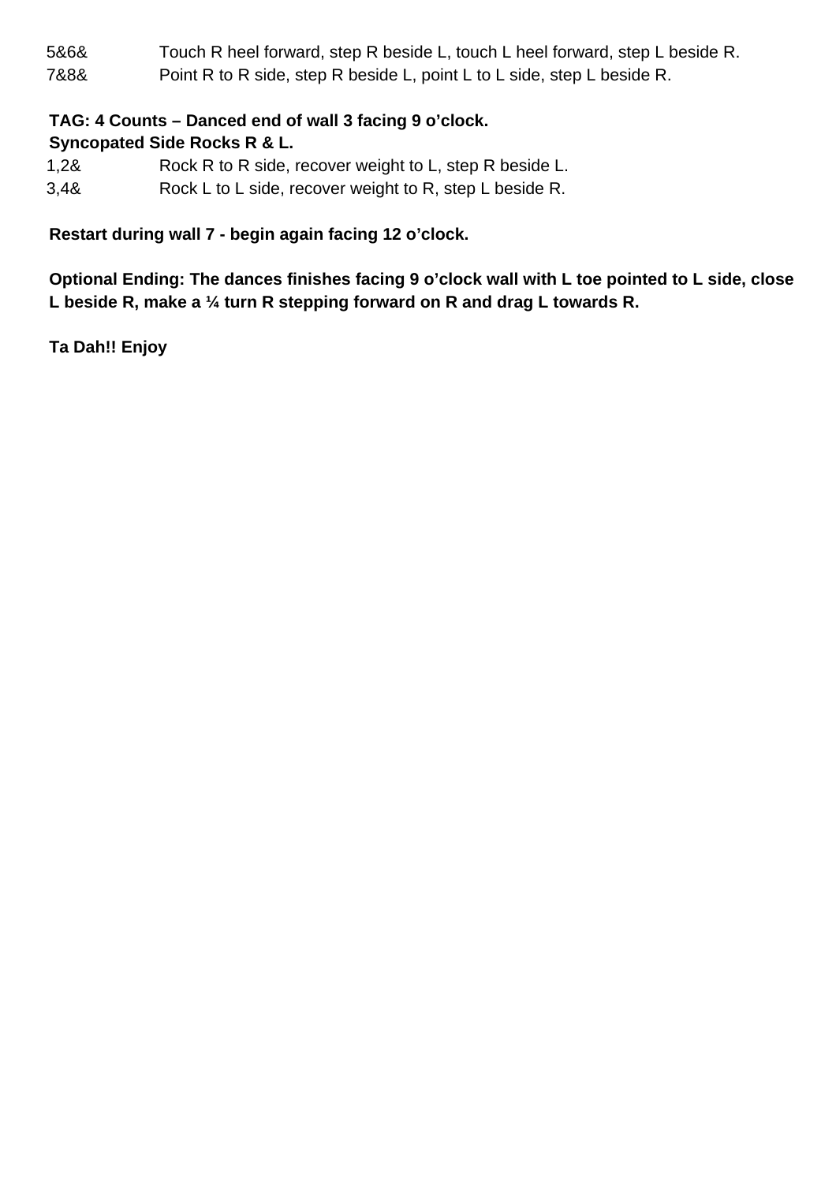| | |
|---|---|
| 5&6& | Touch R heel forward, step R beside L, touch L heel forward, step L beside R. |
| 7&8& | Point R to R side, step R beside L, point L to L side, step L beside R. |

**TAG: 4 Counts – Danced end of wall 3 facing 9 o'clock.**
**Syncopated Side Rocks R & L.**

| | |
|---|---|
| 1,2& | Rock R to R side, recover weight to L, step R beside L. |
| 3,4& | Rock L to L side, recover weight to R, step L beside R. |

**Restart during wall 7 - begin again facing 12 o'clock.**

**Optional Ending: The dances finishes facing 9 o'clock wall with L toe pointed to L side, close L beside R, make a ¼ turn R stepping forward on R and drag L towards R.**

**Ta Dah!! Enjoy**